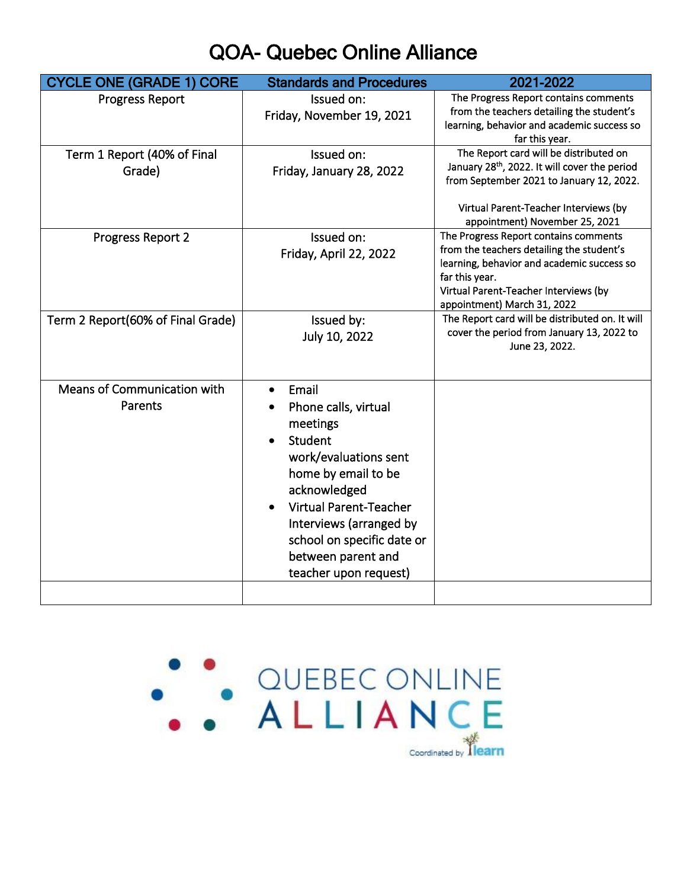# QOA- Quebec Online Alliance

| CYCLE ONE (GRADE 1) CORE | Standards and Procedures | 2021-2022 |
|---|---|---|
| Progress Report | Issued on: Friday, November 19, 2021 | The Progress Report contains comments from the teachers detailing the student's learning, behavior and academic success so far this year. |
| Term 1 Report (40% of Final Grade) | Issued on: Friday, January 28, 2022 | The Report card will be distributed on January 28th, 2022. It will cover the period from September 2021 to January 12, 2022.<br><br>Virtual Parent-Teacher Interviews (by appointment) November 25, 2021 |
| Progress Report 2 | Issued on: Friday, April 22, 2022 | The Progress Report contains comments from the teachers detailing the student's learning, behavior and academic success so far this year.<br>Virtual Parent-Teacher Interviews (by appointment) March 31, 2022 |
| Term 2 Report(60% of Final Grade) | Issued by: July 10, 2022 | The Report card will be distributed on. It will cover the period from January 13, 2022 to June 23, 2022. |
| Means of Communication with Parents | • Email<br>• Phone calls, virtual meetings<br>• Student work/evaluations sent home by email to be acknowledged<br>• Virtual Parent-Teacher Interviews (arranged by school on specific date or between parent and teacher upon request) | |
| | | |

QUEBEC ONLINE ALLIANCE

Coordinated by learn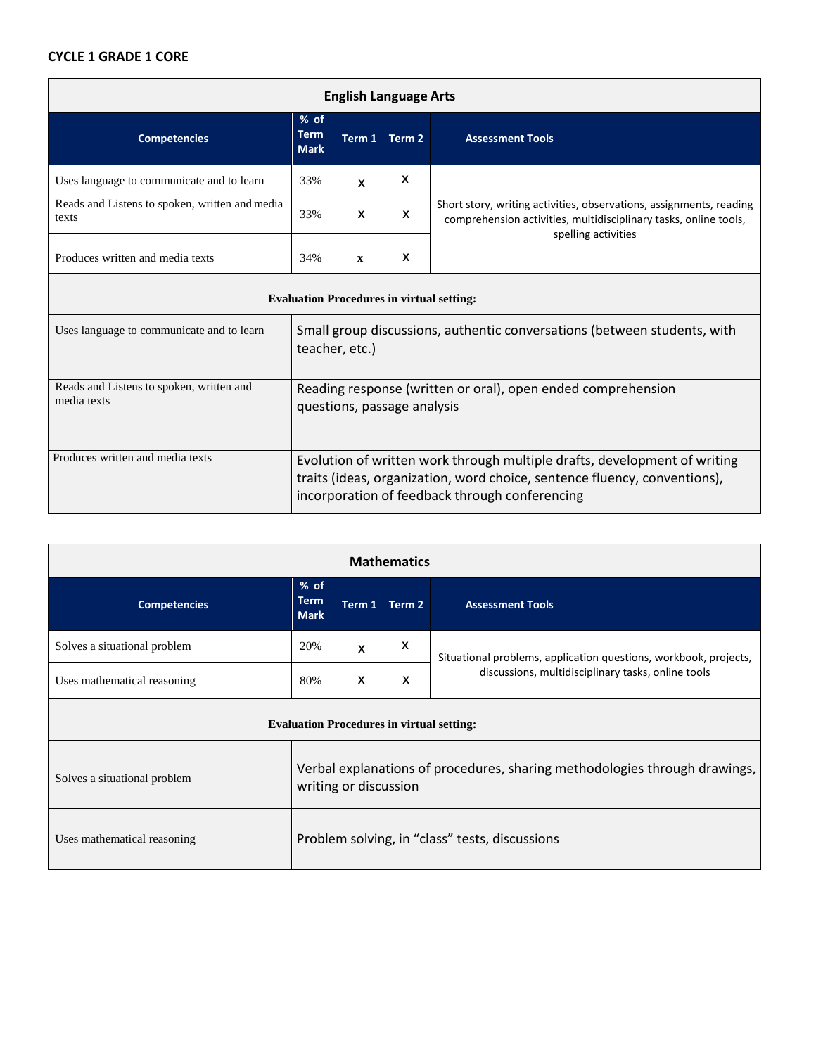**CYCLE 1 GRADE 1 CORE**

| English Language Arts | | | | |
|---|---|---|---|---|
| **Competencies** | **% of Term Mark** | **Term 1** | **Term 2** | **Assessment Tools** |
| Uses language to communicate and to learn | 33% | x | x | Short story, writing activities, observations, assignments, reading comprehension activities, multidisciplinary tasks, online tools, spelling activities |
| Reads and Listens to spoken, written and media texts | 33% | x | x | |
| Produces written and media texts | 34% | x | x | |

**Evaluation Procedures in virtual setting:**

| Competencies | Evaluation Procedures |
|---|---|
| Uses language to communicate and to learn | Small group discussions, authentic conversations (between students, with teacher, etc.) |
| Reads and Listens to spoken, written and media texts | Reading response (written or oral), open ended comprehension questions, passage analysis |
| Produces written and media texts | Evolution of written work through multiple drafts, development of writing traits (ideas, organization, word choice, sentence fluency, conventions), incorporation of feedback through conferencing |

| Mathematics | | | | |
|---|---|---|---|---|
| **Competencies** | **% of Term Mark** | **Term 1** | **Term 2** | **Assessment Tools** |
| Solves a situational problem | 20% | x | x | Situational problems, application questions, workbook, projects, discussions, multidisciplinary tasks, online tools |
| Uses mathematical reasoning | 80% | x | x | |

**Evaluation Procedures in virtual setting:**

| Competencies | Evaluation Procedures |
|---|---|
| Solves a situational problem | Verbal explanations of procedures, sharing methodologies through drawings, writing or discussion |
| Uses mathematical reasoning | Problem solving, in "class" tests, discussions |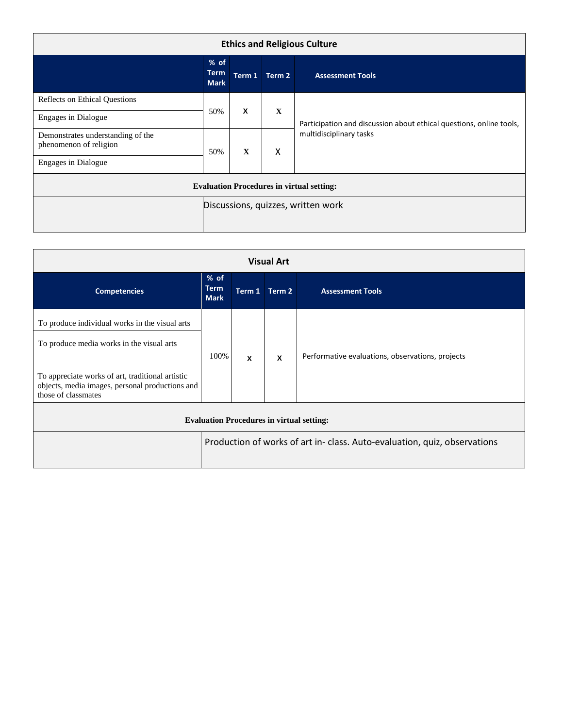## Ethics and Religious Culture

| | % of Term Mark | Term 1 | Term 2 | Assessment Tools |
|---|---|---|---|---|
| Reflects on Ethical Questions | 50% | X | X | Participation and discussion about ethical questions, online tools, multidisciplinary tasks |
| Engages in Dialogue | | | | |
| Demonstrates understanding of the phenomenon of religion | 50% | X | X | |
| Engages in Dialogue | | | | |

**Evaluation Procedures in virtual setting:**

Discussions, quizzes, written work

## Visual Art

| Competencies | % of Term Mark | Term 1 | Term 2 | Assessment Tools |
|---|---|---|---|---|
| To produce individual works in the visual arts | 100% | X | X | Performative evaluations, observations, projects |
| To produce media works in the visual arts | | | | |
| To appreciate works of art, traditional artistic objects, media images, personal productions and those of classmates | | | | |

**Evaluation Procedures in virtual setting:**

Production of works of art in- class. Auto-evaluation, quiz, observations